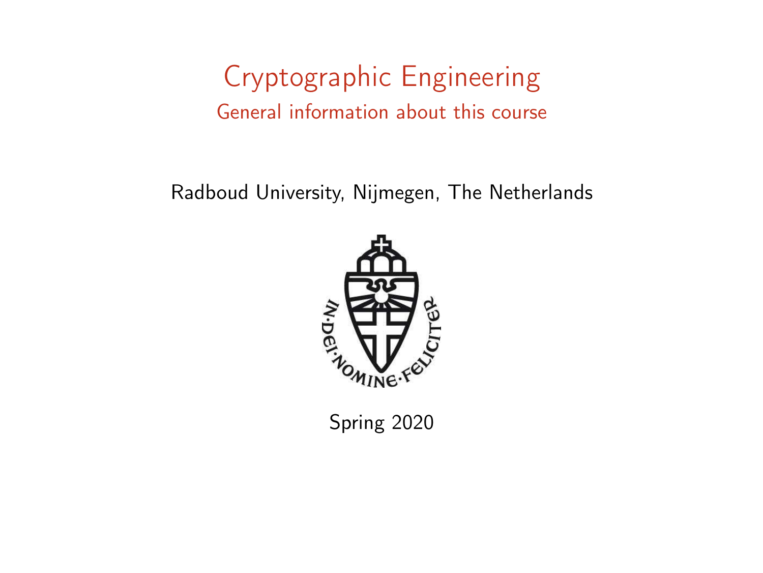# Cryptographic Engineering

## General information about this course

Radboud University, Nijmegen, The Netherlands

Spring 2020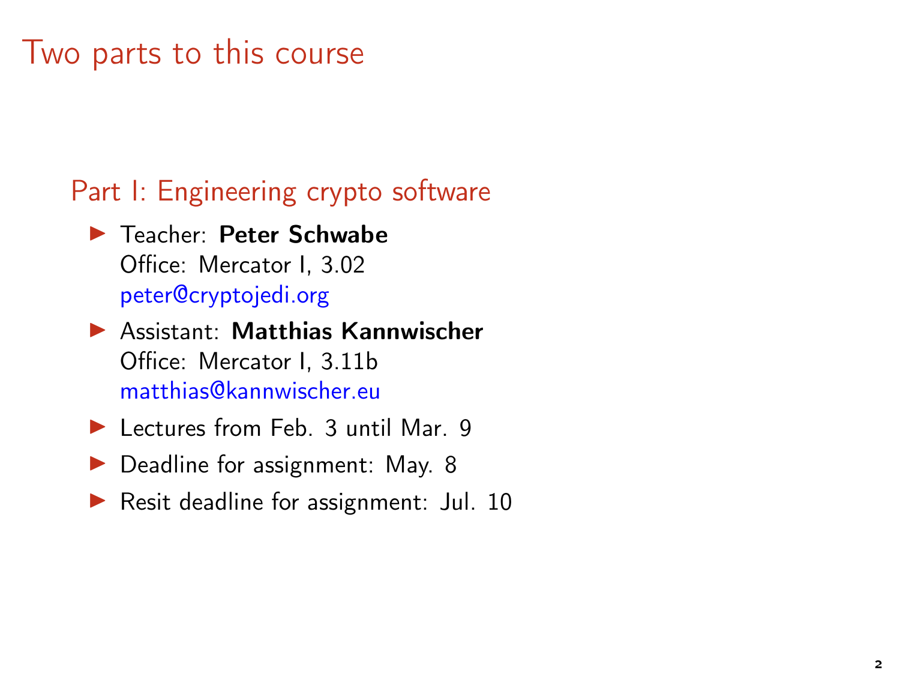# Two parts to this course

## Part I: Engineering crypto software

- Teacher: **Peter Schwabe**
  Office: Mercator I, 3.02
  peter@cryptojedi.org
- Assistant: **Matthias Kannwischer**
  Office: Mercator I, 3.11b
  matthias@kannwischer.eu
- Lectures from Feb. 3 until Mar. 9
- Deadline for assignment: May. 8
- Resit deadline for assignment: Jul. 10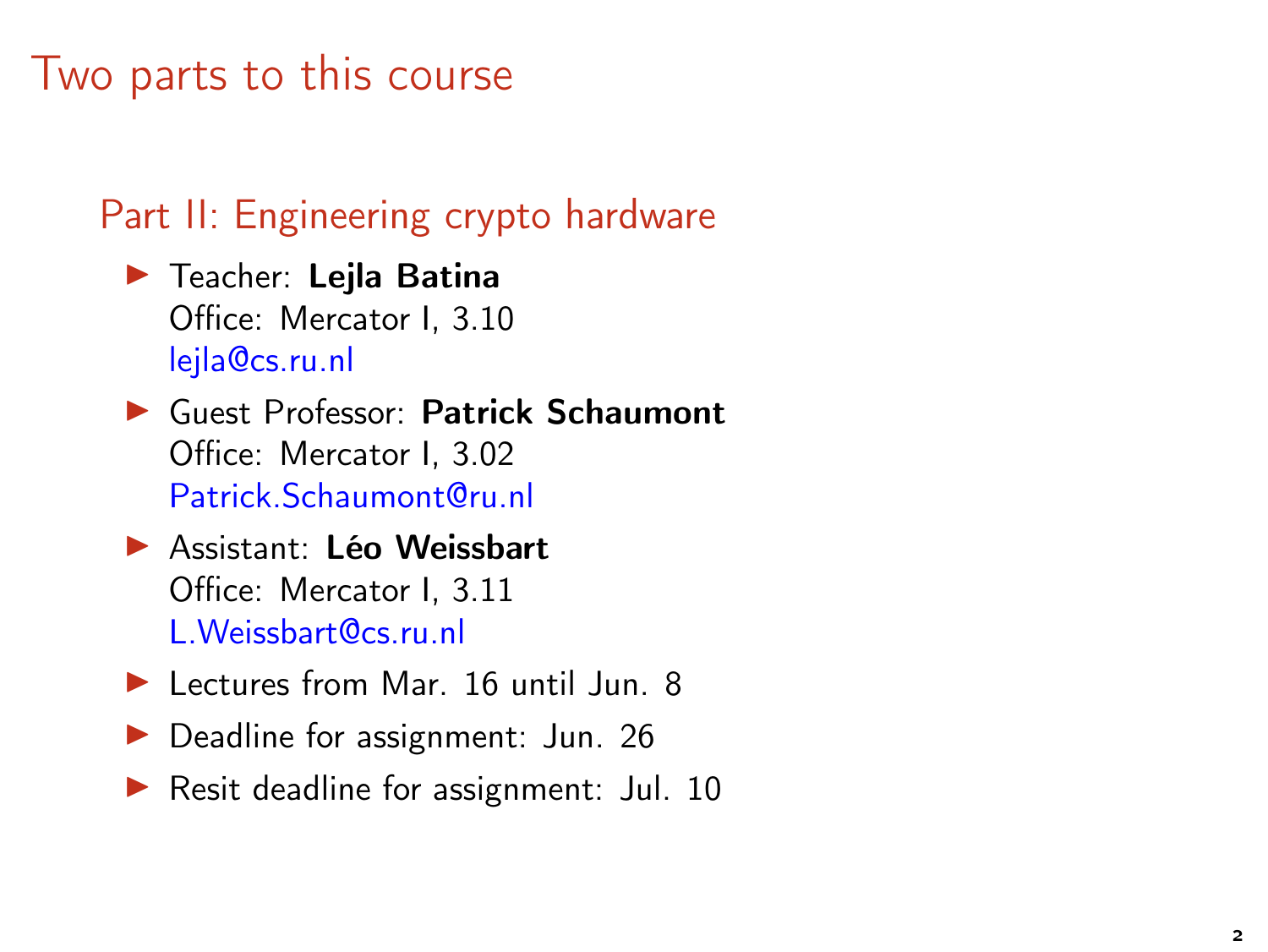# Two parts to this course

## Part II: Engineering crypto hardware

- Teacher: **Lejla Batina**
  Office: Mercator I, 3.10
  lejla@cs.ru.nl
- Guest Professor: **Patrick Schaumont**
  Office: Mercator I, 3.02
  Patrick.Schaumont@ru.nl
- Assistant: **Léo Weissbart**
  Office: Mercator I, 3.11
  L.Weissbart@cs.ru.nl
- Lectures from Mar. 16 until Jun. 8
- Deadline for assignment: Jun. 26
- Resit deadline for assignment: Jul. 10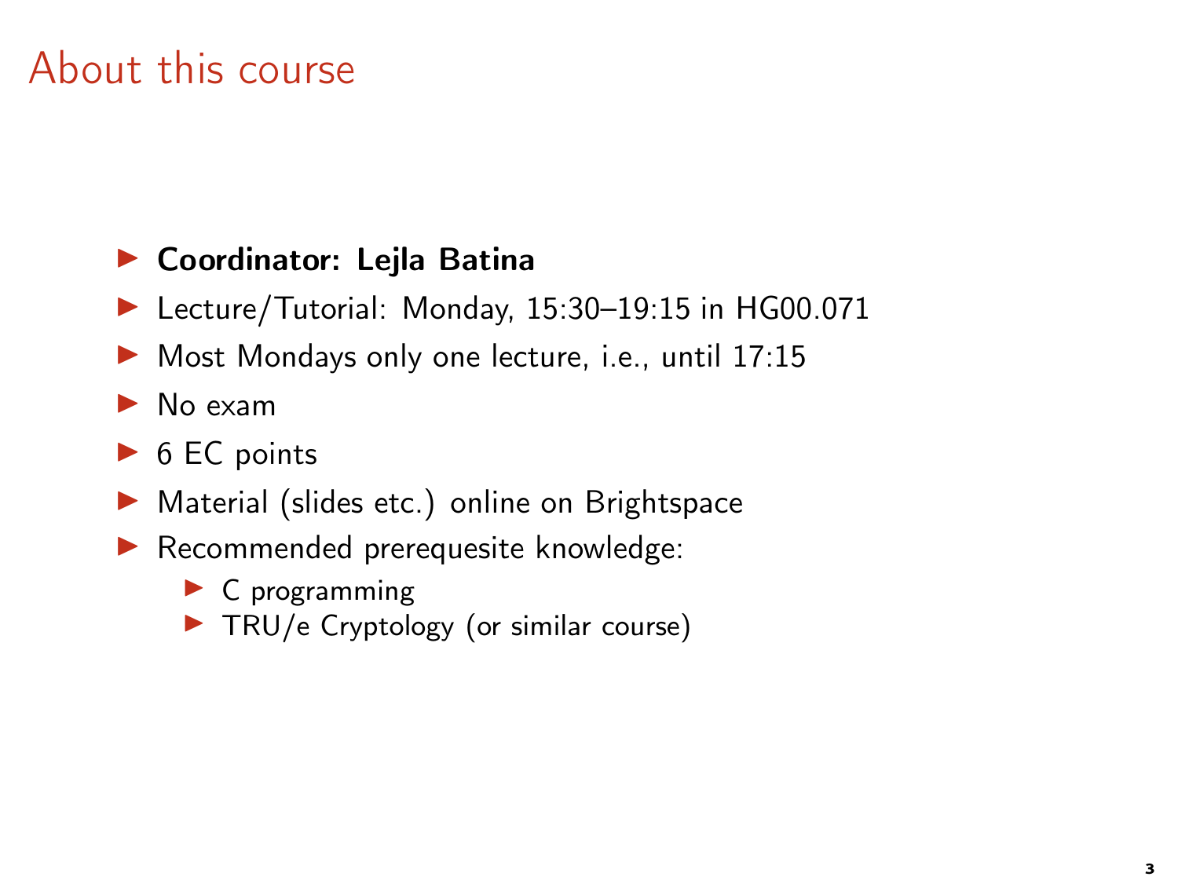# About this course

- **Coordinator: Lejla Batina**
- Lecture/Tutorial: Monday, 15:30–19:15 in HG00.071
- Most Mondays only one lecture, i.e., until 17:15
- No exam
- 6 EC points
- Material (slides etc.) online on Brightspace
- Recommended prerequesite knowledge:
  - C programming
  - TRU/e Cryptology (or similar course)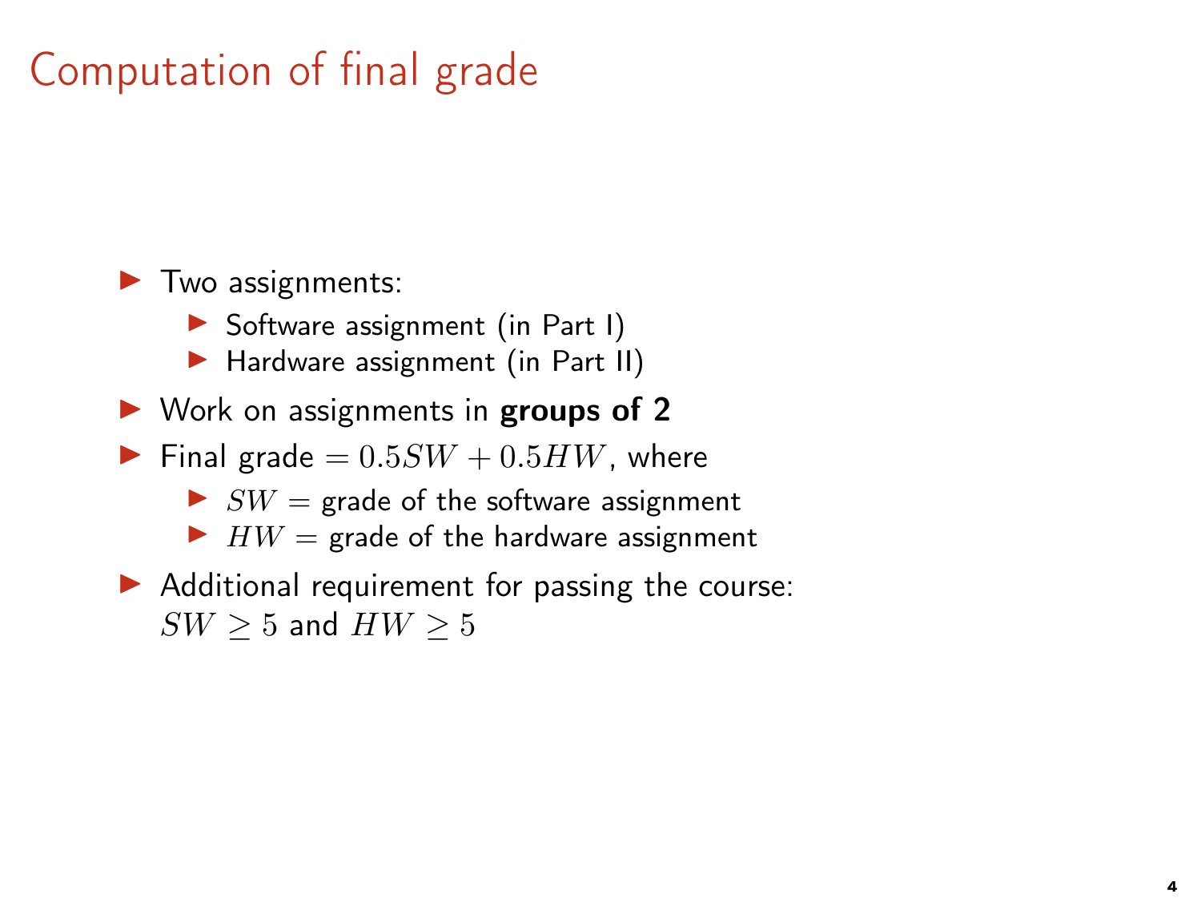# Computation of final grade

- Two assignments:
  - Software assignment (in Part I)
  - Hardware assignment (in Part II)
- Work on assignments in **groups of 2**
- Final grade $= 0.5SW + 0.5HW$, where
  - $SW =$ grade of the software assignment
  - $HW =$ grade of the hardware assignment
- Additional requirement for passing the course:
  $SW \geq 5$ and $HW \geq 5$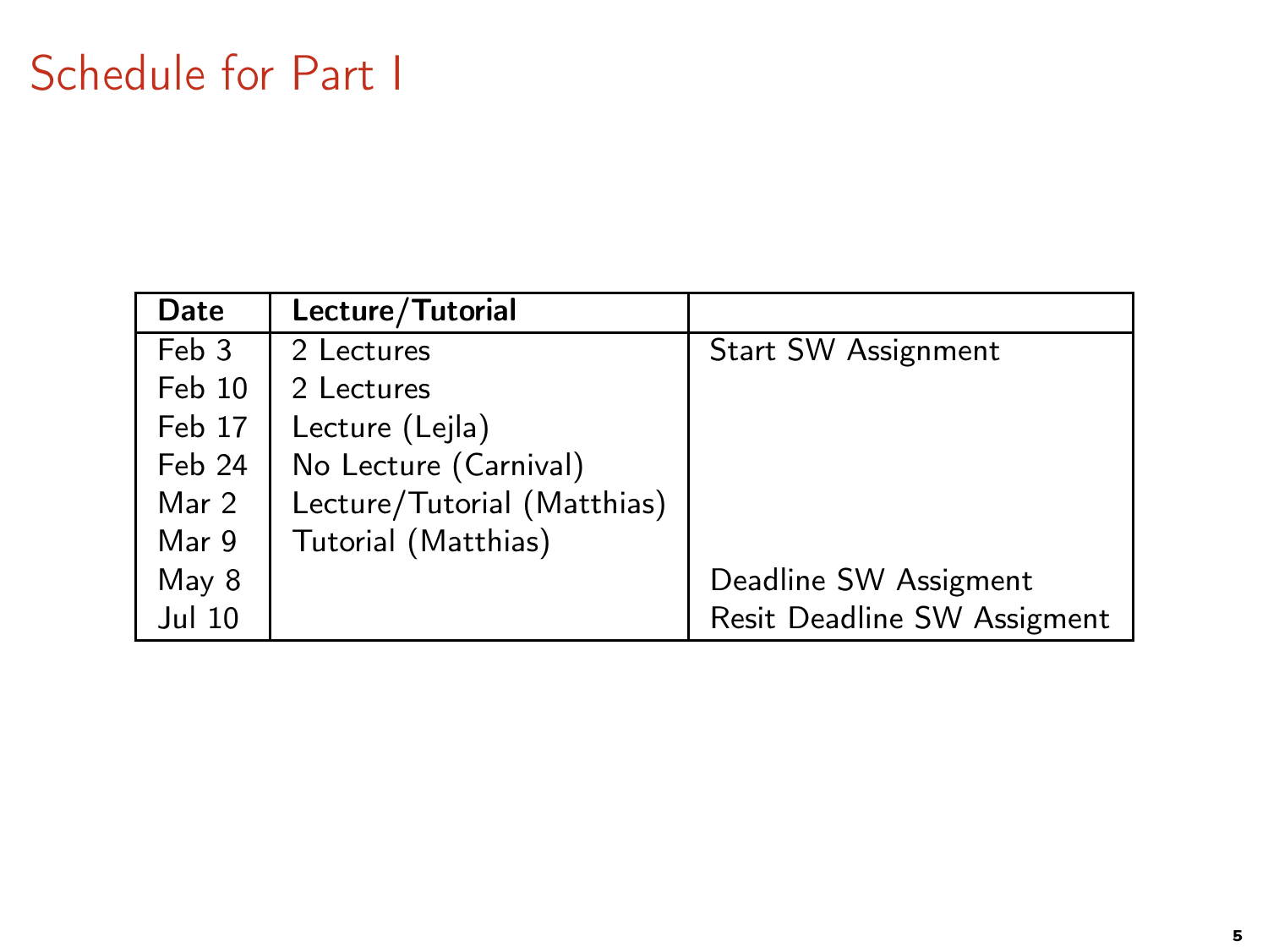# Schedule for Part I

| Date | Lecture/Tutorial | |
|---|---|---|
| Feb 3 | 2 Lectures | Start SW Assignment |
| Feb 10 | 2 Lectures | |
| Feb 17 | Lecture (Lejla) | |
| Feb 24 | No Lecture (Carnival) | |
| Mar 2 | Lecture/Tutorial (Matthias) | |
| Mar 9 | Tutorial (Matthias) | |
| May 8 | | Deadline SW Assigment |
| Jul 10 | | Resit Deadline SW Assigment |